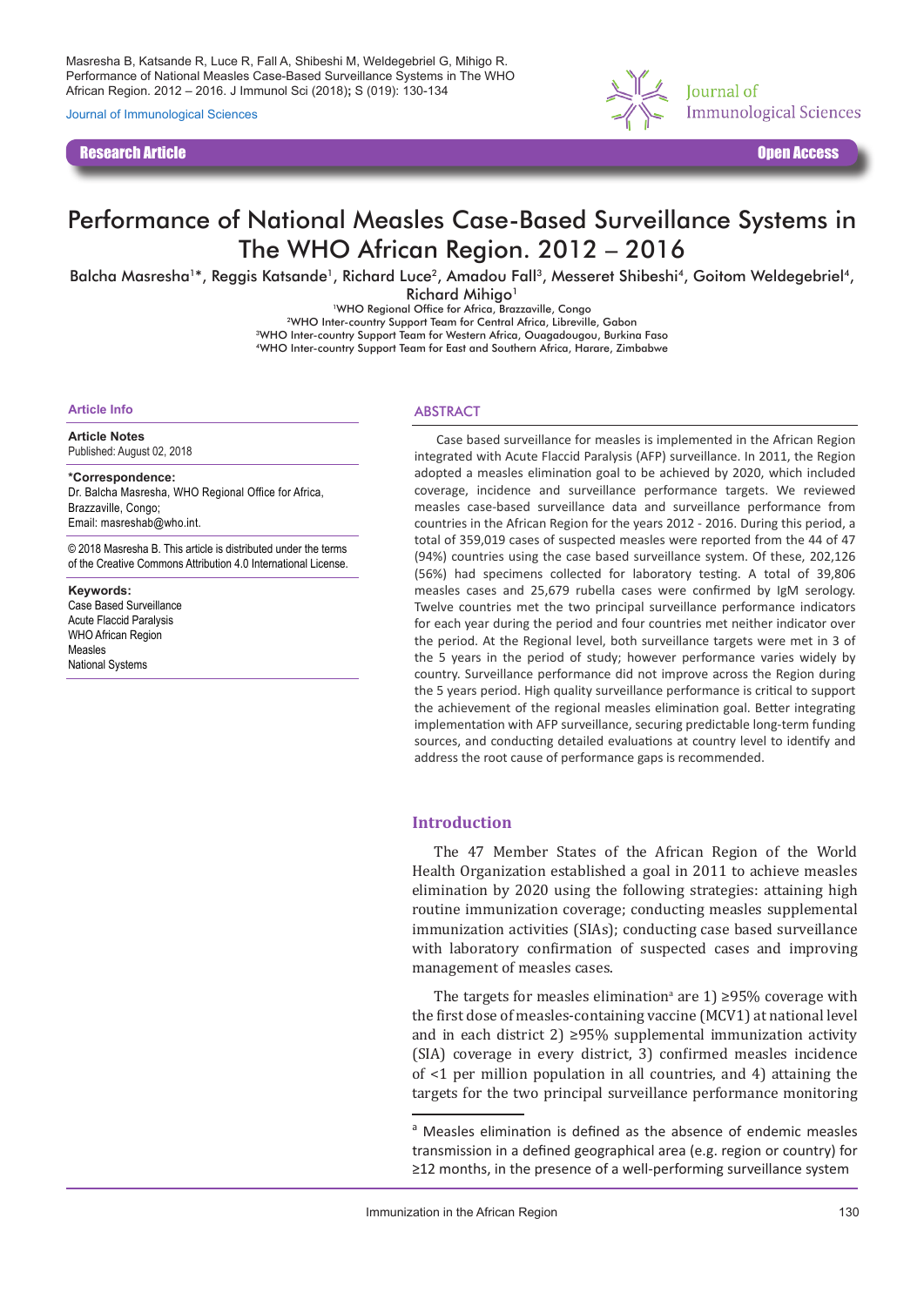Masresha B, Katsande R, Luce R, Fall A, Shibeshi M, Weldegebriel G, Mihigo R. Performance of National Measles Case-Based Surveillance Systems in The WHO African Region. 2012 – 2016. J Immunol Sci (2018); S (019): 130-134

Journal of Immunological Sciences

**Research Article** | **Open Access**

# Performance of National Measles Case-Based Surveillance Systems in The WHO African Region. 2012 – 2016

Balcha Masresha[1]*, Reggis Katsande[1], Richard Luce[2], Amadou Fall[3], Messeret Shibeshi[4], Goitom Weldegebriel[4], Richard Mihigo[1]

[1]WHO Regional Office for Africa, Brazzaville, Congo
[2]WHO Inter-country Support Team for Central Africa, Libreville, Gabon
[3]WHO Inter-country Support Team for Western Africa, Ouagadougou, Burkina Faso
[4]WHO Inter-country Support Team for East and Southern Africa, Harare, Zimbabwe

**Article Info**

**Article Notes**
Published: August 02, 2018

**\*Correspondence:**
Dr. Balcha Masresha, WHO Regional Office for Africa, Brazzaville, Congo;
Email: masreshab@who.int.

© 2018 Masresha B. This article is distributed under the terms of the Creative Commons Attribution 4.0 International License.

**Keywords:**
Case Based Surveillance
Acute Flaccid Paralysis
WHO African Region
Measles
National Systems

## ABSTRACT

Case based surveillance for measles is implemented in the African Region integrated with Acute Flaccid Paralysis (AFP) surveillance. In 2011, the Region adopted a measles elimination goal to be achieved by 2020, which included coverage, incidence and surveillance performance targets. We reviewed measles case-based surveillance data and surveillance performance from countries in the African Region for the years 2012 - 2016. During this period, a total of 359,019 cases of suspected measles were reported from the 44 of 47 (94%) countries using the case based surveillance system. Of these, 202,126 (56%) had specimens collected for laboratory testing. A total of 39,806 measles cases and 25,679 rubella cases were confirmed by IgM serology. Twelve countries met the two principal surveillance performance indicators for each year during the period and four countries met neither indicator over the period. At the Regional level, both surveillance targets were met in 3 of the 5 years in the period of study; however performance varies widely by country. Surveillance performance did not improve across the Region during the 5 years period. High quality surveillance performance is critical to support the achievement of the regional measles elimination goal. Better integrating implementation with AFP surveillance, securing predictable long-term funding sources, and conducting detailed evaluations at country level to identify and address the root cause of performance gaps is recommended.

## Introduction

The 47 Member States of the African Region of the World Health Organization established a goal in 2011 to achieve measles elimination by 2020 using the following strategies: attaining high routine immunization coverage; conducting measles supplemental immunization activities (SIAs); conducting case based surveillance with laboratory confirmation of suspected cases and improving management of measles cases.

The targets for measles elimination[a] are 1) ≥95% coverage with the first dose of measles-containing vaccine (MCV1) at national level and in each district 2) ≥95% supplemental immunization activity (SIA) coverage in every district, 3) confirmed measles incidence of <1 per million population in all countries, and 4) attaining the targets for the two principal surveillance performance monitoring

[a] Measles elimination is defined as the absence of endemic measles transmission in a defined geographical area (e.g. region or country) for ≥12 months, in the presence of a well-performing surveillance system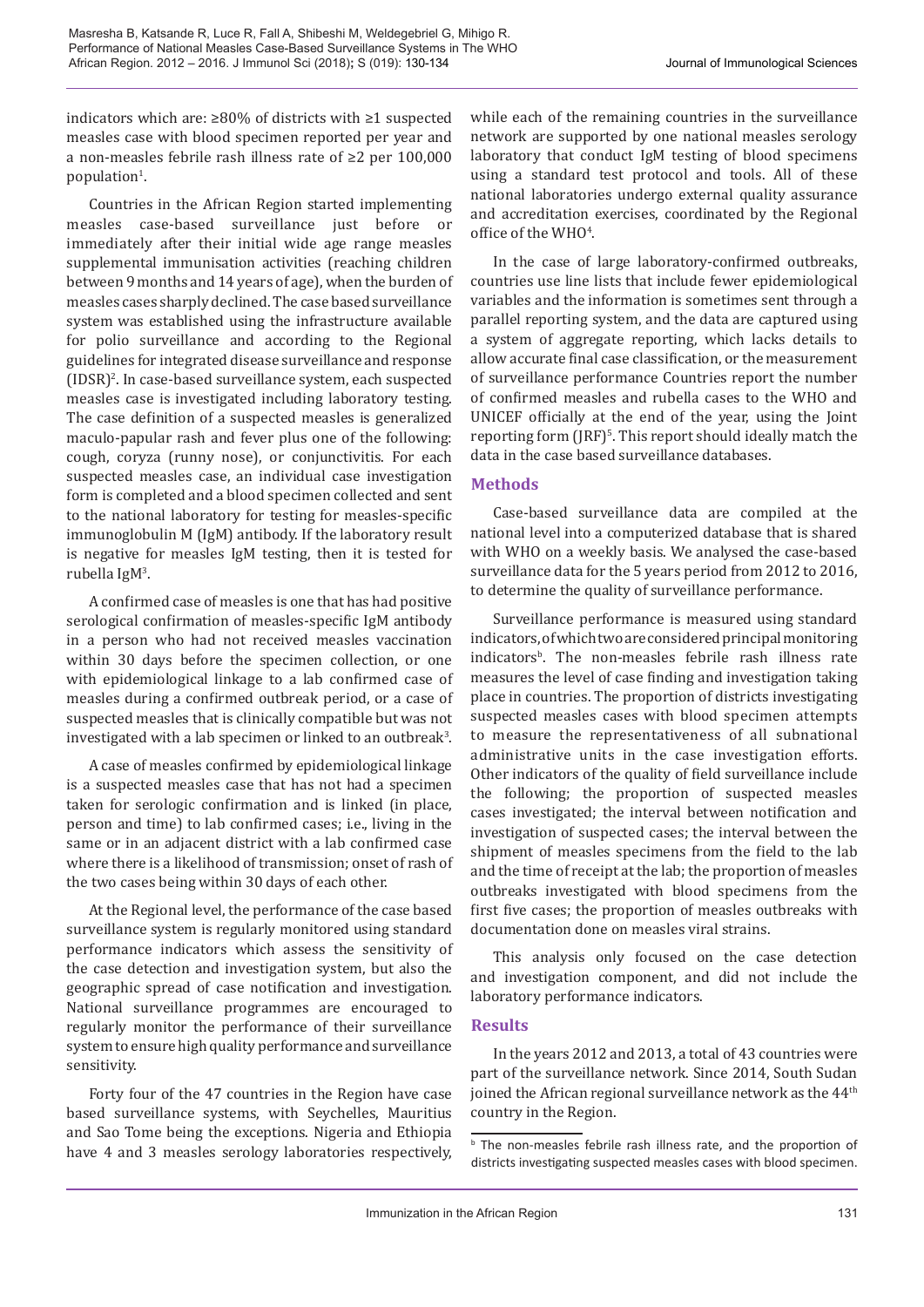indicators which are: ≥80% of districts with ≥1 suspected measles case with blood specimen reported per year and a non-measles febrile rash illness rate of ≥2 per 100,000 population[1].

Countries in the African Region started implementing measles case-based surveillance just before or immediately after their initial wide age range measles supplemental immunisation activities (reaching children between 9 months and 14 years of age), when the burden of measles cases sharply declined. The case based surveillance system was established using the infrastructure available for polio surveillance and according to the Regional guidelines for integrated disease surveillance and response (IDSR)[2]. In case-based surveillance system, each suspected measles case is investigated including laboratory testing. The case definition of a suspected measles is generalized maculo-papular rash and fever plus one of the following: cough, coryza (runny nose), or conjunctivitis. For each suspected measles case, an individual case investigation form is completed and a blood specimen collected and sent to the national laboratory for testing for measles-specific immunoglobulin M (IgM) antibody. If the laboratory result is negative for measles IgM testing, then it is tested for rubella IgM[3].

A confirmed case of measles is one that has had positive serological confirmation of measles-specific IgM antibody in a person who had not received measles vaccination within 30 days before the specimen collection, or one with epidemiological linkage to a lab confirmed case of measles during a confirmed outbreak period, or a case of suspected measles that is clinically compatible but was not investigated with a lab specimen or linked to an outbreak[3].

A case of measles confirmed by epidemiological linkage is a suspected measles case that has not had a specimen taken for serologic confirmation and is linked (in place, person and time) to lab confirmed cases; i.e., living in the same or in an adjacent district with a lab confirmed case where there is a likelihood of transmission; onset of rash of the two cases being within 30 days of each other.

At the Regional level, the performance of the case based surveillance system is regularly monitored using standard performance indicators which assess the sensitivity of the case detection and investigation system, but also the geographic spread of case notification and investigation. National surveillance programmes are encouraged to regularly monitor the performance of their surveillance system to ensure high quality performance and surveillance sensitivity.

Forty four of the 47 countries in the Region have case based surveillance systems, with Seychelles, Mauritius and Sao Tome being the exceptions. Nigeria and Ethiopia have 4 and 3 measles serology laboratories respectively, while each of the remaining countries in the surveillance network are supported by one national measles serology laboratory that conduct IgM testing of blood specimens using a standard test protocol and tools. All of these national laboratories undergo external quality assurance and accreditation exercises, coordinated by the Regional office of the WHO[4].

In the case of large laboratory-confirmed outbreaks, countries use line lists that include fewer epidemiological variables and the information is sometimes sent through a parallel reporting system, and the data are captured using a system of aggregate reporting, which lacks details to allow accurate final case classification, or the measurement of surveillance performance Countries report the number of confirmed measles and rubella cases to the WHO and UNICEF officially at the end of the year, using the Joint reporting form (JRF)[5]. This report should ideally match the data in the case based surveillance databases.

## Methods

Case-based surveillance data are compiled at the national level into a computerized database that is shared with WHO on a weekly basis. We analysed the case-based surveillance data for the 5 years period from 2012 to 2016, to determine the quality of surveillance performance.

Surveillance performance is measured using standard indicators, of which two are considered principal monitoring indicators[b]. The non-measles febrile rash illness rate measures the level of case finding and investigation taking place in countries. The proportion of districts investigating suspected measles cases with blood specimen attempts to measure the representativeness of all subnational administrative units in the case investigation efforts. Other indicators of the quality of field surveillance include the following; the proportion of suspected measles cases investigated; the interval between notification and investigation of suspected cases; the interval between the shipment of measles specimens from the field to the lab and the time of receipt at the lab; the proportion of measles outbreaks investigated with blood specimens from the first five cases; the proportion of measles outbreaks with documentation done on measles viral strains.

This analysis only focused on the case detection and investigation component, and did not include the laboratory performance indicators.

## Results

In the years 2012 and 2013, a total of 43 countries were part of the surveillance network. Since 2014, South Sudan joined the African regional surveillance network as the 44th country in the Region.

[b] The non-measles febrile rash illness rate, and the proportion of districts investigating suspected measles cases with blood specimen.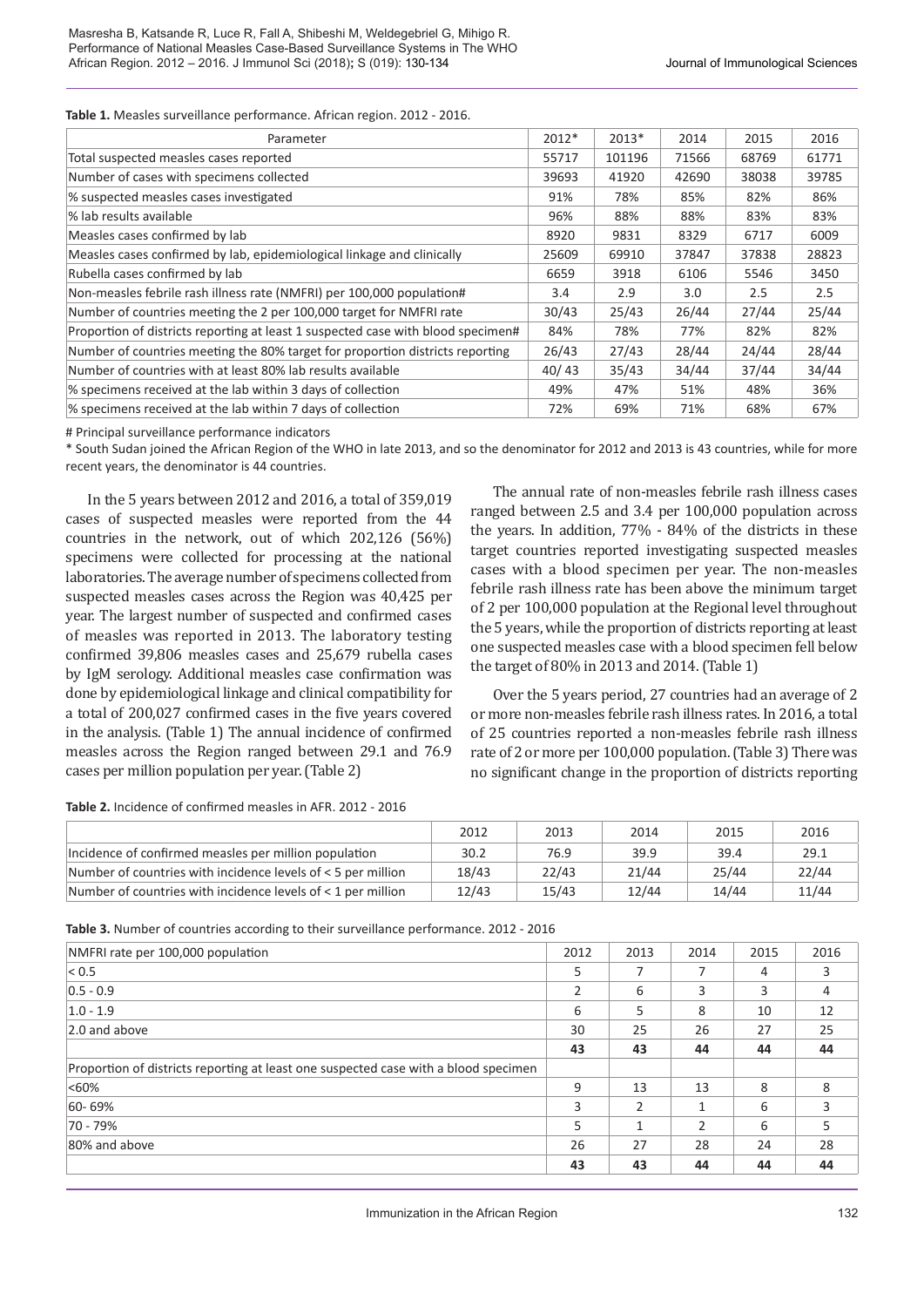**Table 1.** Measles surveillance performance. African region. 2012 - 2016.

| Parameter | 2012* | 2013* | 2014 | 2015 | 2016 |
|---|---|---|---|---|---|
| Total suspected measles cases reported | 55717 | 101196 | 71566 | 68769 | 61771 |
| Number of cases with specimens collected | 39693 | 41920 | 42690 | 38038 | 39785 |
| % suspected measles cases investigated | 91% | 78% | 85% | 82% | 86% |
| % lab results available | 96% | 88% | 88% | 83% | 83% |
| Measles cases confirmed by lab | 8920 | 9831 | 8329 | 6717 | 6009 |
| Measles cases confirmed by lab, epidemiological linkage and clinically | 25609 | 69910 | 37847 | 37838 | 28823 |
| Rubella cases confirmed by lab | 6659 | 3918 | 6106 | 5546 | 3450 |
| Non-measles febrile rash illness rate (NMFRI) per 100,000 population# | 3.4 | 2.9 | 3.0 | 2.5 | 2.5 |
| Number of countries meeting the 2 per 100,000 target for NMFRI rate | 30/43 | 25/43 | 26/44 | 27/44 | 25/44 |
| Proportion of districts reporting at least 1 suspected case with blood specimen# | 84% | 78% | 77% | 82% | 82% |
| Number of countries meeting the 80% target for proportion districts reporting | 26/43 | 27/43 | 28/44 | 24/44 | 28/44 |
| Number of countries with at least 80% lab results available | 40/ 43 | 35/43 | 34/44 | 37/44 | 34/44 |
| % specimens received at the lab within 3 days of collection | 49% | 47% | 51% | 48% | 36% |
| % specimens received at the lab within 7 days of collection | 72% | 69% | 71% | 68% | 67% |

# Principal surveillance performance indicators

* South Sudan joined the African Region of the WHO in late 2013, and so the denominator for 2012 and 2013 is 43 countries, while for more recent years, the denominator is 44 countries.

In the 5 years between 2012 and 2016, a total of 359,019 cases of suspected measles were reported from the 44 countries in the network, out of which 202,126 (56%) specimens were collected for processing at the national laboratories. The average number of specimens collected from suspected measles cases across the Region was 40,425 per year. The largest number of suspected and confirmed cases of measles was reported in 2013. The laboratory testing confirmed 39,806 measles cases and 25,679 rubella cases by IgM serology. Additional measles case confirmation was done by epidemiological linkage and clinical compatibility for a total of 200,027 confirmed cases in the five years covered in the analysis. (Table 1) The annual incidence of confirmed measles across the Region ranged between 29.1 and 76.9 cases per million population per year. (Table 2)

The annual rate of non-measles febrile rash illness cases ranged between 2.5 and 3.4 per 100,000 population across the years. In addition, 77% - 84% of the districts in these target countries reported investigating suspected measles cases with a blood specimen per year. The non-measles febrile rash illness rate has been above the minimum target of 2 per 100,000 population at the Regional level throughout the 5 years, while the proportion of districts reporting at least one suspected measles case with a blood specimen fell below the target of 80% in 2013 and 2014. (Table 1)

Over the 5 years period, 27 countries had an average of 2 or more non-measles febrile rash illness rates. In 2016, a total of 25 countries reported a non-measles febrile rash illness rate of 2 or more per 100,000 population. (Table 3) There was no significant change in the proportion of districts reporting

**Table 2.** Incidence of confirmed measles in AFR. 2012 - 2016

| | 2012 | 2013 | 2014 | 2015 | 2016 |
|---|---|---|---|---|---|
| Incidence of confirmed measles per million population | 30.2 | 76.9 | 39.9 | 39.4 | 29.1 |
| Number of countries with incidence levels of < 5 per million | 18/43 | 22/43 | 21/44 | 25/44 | 22/44 |
| Number of countries with incidence levels of < 1 per million | 12/43 | 15/43 | 12/44 | 14/44 | 11/44 |

**Table 3.** Number of countries according to their surveillance performance. 2012 - 2016

| NMFRI rate per 100,000 population | 2012 | 2013 | 2014 | 2015 | 2016 |
|---|---|---|---|---|---|
| < 0.5 | 5 | 7 | 7 | 4 | 3 |
| 0.5 - 0.9 | 2 | 6 | 3 | 3 | 4 |
| 1.0 - 1.9 | 6 | 5 | 8 | 10 | 12 |
| 2.0 and above | 30 | 25 | 26 | 27 | 25 |
| | **43** | **43** | **44** | **44** | **44** |
| Proportion of districts reporting at least one suspected case with a blood specimen | | | | | |
| <60% | 9 | 13 | 13 | 8 | 8 |
| 60- 69% | 3 | 2 | 1 | 6 | 3 |
| 70 - 79% | 5 | 1 | 2 | 6 | 5 |
| 80% and above | 26 | 27 | 28 | 24 | 28 |
| | **43** | **43** | **44** | **44** | **44** |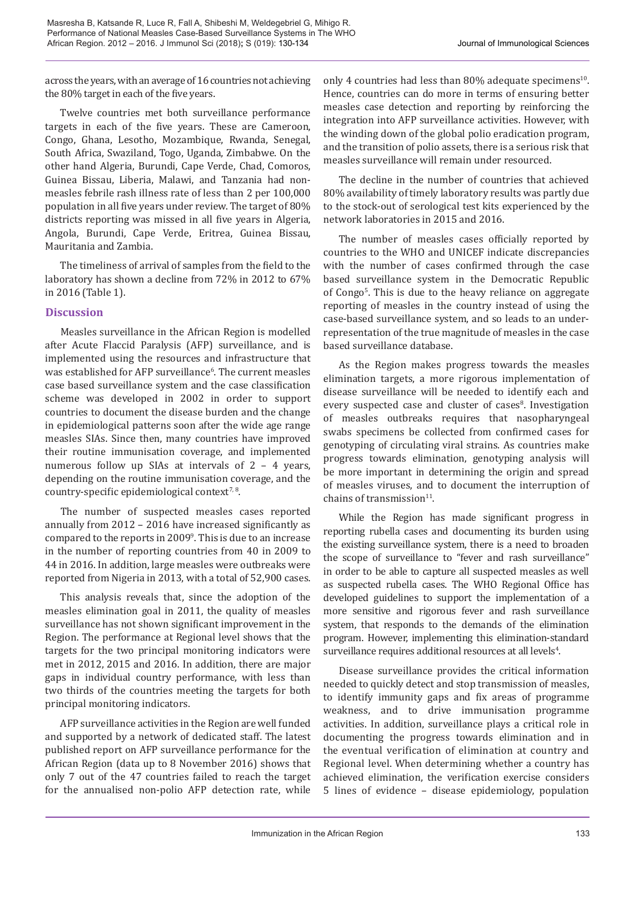across the years, with an average of 16 countries not achieving the 80% target in each of the five years.

Twelve countries met both surveillance performance targets in each of the five years. These are Cameroon, Congo, Ghana, Lesotho, Mozambique, Rwanda, Senegal, South Africa, Swaziland, Togo, Uganda, Zimbabwe. On the other hand Algeria, Burundi, Cape Verde, Chad, Comoros, Guinea Bissau, Liberia, Malawi, and Tanzania had non-measles febrile rash illness rate of less than 2 per 100,000 population in all five years under review. The target of 80% districts reporting was missed in all five years in Algeria, Angola, Burundi, Cape Verde, Eritrea, Guinea Bissau, Mauritania and Zambia.

The timeliness of arrival of samples from the field to the laboratory has shown a decline from 72% in 2012 to 67% in 2016 (Table 1).

## Discussion

Measles surveillance in the African Region is modelled after Acute Flaccid Paralysis (AFP) surveillance, and is implemented using the resources and infrastructure that was established for AFP surveillance[6]. The current measles case based surveillance system and the case classification scheme was developed in 2002 in order to support countries to document the disease burden and the change in epidemiological patterns soon after the wide age range measles SIAs. Since then, many countries have improved their routine immunisation coverage, and implemented numerous follow up SIAs at intervals of 2 – 4 years, depending on the routine immunisation coverage, and the country-specific epidemiological context[7, 8].

The number of suspected measles cases reported annually from 2012 – 2016 have increased significantly as compared to the reports in 2009[9]. This is due to an increase in the number of reporting countries from 40 in 2009 to 44 in 2016. In addition, large measles were outbreaks were reported from Nigeria in 2013, with a total of 52,900 cases.

This analysis reveals that, since the adoption of the measles elimination goal in 2011, the quality of measles surveillance has not shown significant improvement in the Region. The performance at Regional level shows that the targets for the two principal monitoring indicators were met in 2012, 2015 and 2016. In addition, there are major gaps in individual country performance, with less than two thirds of the countries meeting the targets for both principal monitoring indicators.

AFP surveillance activities in the Region are well funded and supported by a network of dedicated staff. The latest published report on AFP surveillance performance for the African Region (data up to 8 November 2016) shows that only 7 out of the 47 countries failed to reach the target for the annualised non-polio AFP detection rate, while only 4 countries had less than 80% adequate specimens[10]. Hence, countries can do more in terms of ensuring better measles case detection and reporting by reinforcing the integration into AFP surveillance activities. However, with the winding down of the global polio eradication program, and the transition of polio assets, there is a serious risk that measles surveillance will remain under resourced.

The decline in the number of countries that achieved 80% availability of timely laboratory results was partly due to the stock-out of serological test kits experienced by the network laboratories in 2015 and 2016.

The number of measles cases officially reported by countries to the WHO and UNICEF indicate discrepancies with the number of cases confirmed through the case based surveillance system in the Democratic Republic of Congo[5]. This is due to the heavy reliance on aggregate reporting of measles in the country instead of using the case-based surveillance system, and so leads to an under-representation of the true magnitude of measles in the case based surveillance database.

As the Region makes progress towards the measles elimination targets, a more rigorous implementation of disease surveillance will be needed to identify each and every suspected case and cluster of cases[8]. Investigation of measles outbreaks requires that nasopharyngeal swabs specimens be collected from confirmed cases for genotyping of circulating viral strains. As countries make progress towards elimination, genotyping analysis will be more important in determining the origin and spread of measles viruses, and to document the interruption of chains of transmission[11].

While the Region has made significant progress in reporting rubella cases and documenting its burden using the existing surveillance system, there is a need to broaden the scope of surveillance to "fever and rash surveillance" in order to be able to capture all suspected measles as well as suspected rubella cases. The WHO Regional Office has developed guidelines to support the implementation of a more sensitive and rigorous fever and rash surveillance system, that responds to the demands of the elimination program. However, implementing this elimination-standard surveillance requires additional resources at all levels[4].

Disease surveillance provides the critical information needed to quickly detect and stop transmission of measles, to identify immunity gaps and fix areas of programme weakness, and to drive immunisation programme activities. In addition, surveillance plays a critical role in documenting the progress towards elimination and in the eventual verification of elimination at country and Regional level. When determining whether a country has achieved elimination, the verification exercise considers 5 lines of evidence – disease epidemiology, population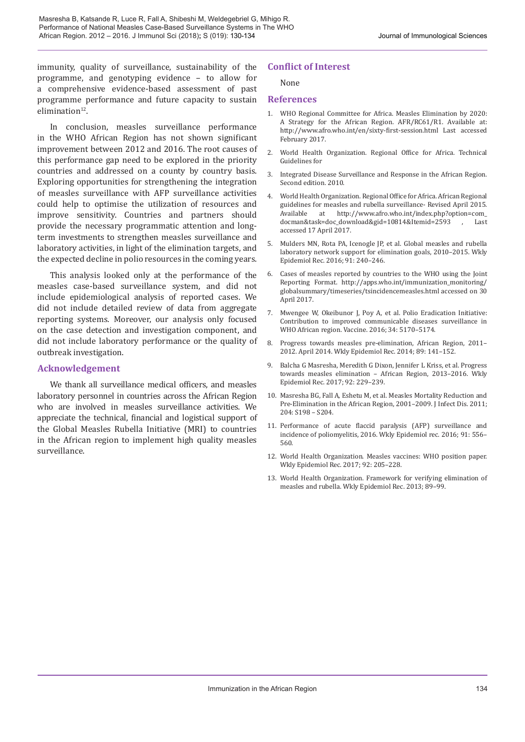immunity, quality of surveillance, sustainability of the programme, and genotyping evidence – to allow for a comprehensive evidence-based assessment of past programme performance and future capacity to sustain elimination[12].

In conclusion, measles surveillance performance in the WHO African Region has not shown significant improvement between 2012 and 2016. The root causes of this performance gap need to be explored in the priority countries and addressed on a county by country basis. Exploring opportunities for strengthening the integration of measles surveillance with AFP surveillance activities could help to optimise the utilization of resources and improve sensitivity. Countries and partners should provide the necessary programmatic attention and long-term investments to strengthen measles surveillance and laboratory activities, in light of the elimination targets, and the expected decline in polio resources in the coming years.

This analysis looked only at the performance of the measles case-based surveillance system, and did not include epidemiological analysis of reported cases. We did not include detailed review of data from aggregate reporting systems. Moreover, our analysis only focused on the case detection and investigation component, and did not include laboratory performance or the quality of outbreak investigation.

## Acknowledgement

We thank all surveillance medical officers, and measles laboratory personnel in countries across the African Region who are involved in measles surveillance activities. We appreciate the technical, financial and logistical support of the Global Measles Rubella Initiative (MRI) to countries in the African region to implement high quality measles surveillance.

## Conflict of Interest

None

## References

1. WHO Regional Committee for Africa. Measles Elimination by 2020: A Strategy for the African Region. AFR/RC61/R1. Available at: http://www.afro.who.int/en/sixty-first-session.html Last accessed February 2017.
2. World Health Organization. Regional Office for Africa. Technical Guidelines for
3. Integrated Disease Surveillance and Response in the African Region. Second edition. 2010.
4. World Health Organization. Regional Office for Africa. African Regional guidelines for measles and rubella surveillance- Revised April 2015. Available at http://www.afro.who.int/index.php?option=com_docman&task=doc_download&gid=10814&Itemid=2593 , Last accessed 17 April 2017.
5. Mulders MN, Rota PA, Icenogle JP, et al. Global measles and rubella laboratory network support for elimination goals, 2010–2015. Wkly Epidemiol Rec. 2016; 91: 240–246.
6. Cases of measles reported by countries to the WHO using the Joint Reporting Format. http://apps.who.int/immunization_monitoring/globalsummary/timeseries/tsincidencemeasles.html accessed on 30 April 2017.
7. Mwengee W, Okeibunor J, Poy A, et al. Polio Eradication Initiative: Contribution to improved communicable diseases surveillance in WHO African region. Vaccine. 2016; 34: 5170–5174.
8. Progress towards measles pre-elimination, African Region, 2011–2012. April 2014. Wkly Epidemiol Rec. 2014; 89: 141–152.
9. Balcha G Masresha, Meredith G Dixon, Jennifer L Kriss, et al. Progress towards measles elimination – African Region, 2013–2016. Wkly Epidemiol Rec. 2017; 92: 229–239.
10. Masresha BG, Fall A, Eshetu M, et al. Measles Mortality Reduction and Pre-Elimination in the African Region, 2001–2009. J Infect Dis. 2011; 204: S198 – S204.
11. Performance of acute flaccid paralysis (AFP) surveillance and incidence of poliomyelitis, 2016. Wkly Epidemiol rec. 2016; 91: 556–560.
12. World Health Organization. Measles vaccines: WHO position paper. Wkly Epidemiol Rec. 2017; 92: 205–228.
13. World Health Organization. Framework for verifying elimination of measles and rubella. Wkly Epidemiol Rec. 2013; 89–99.